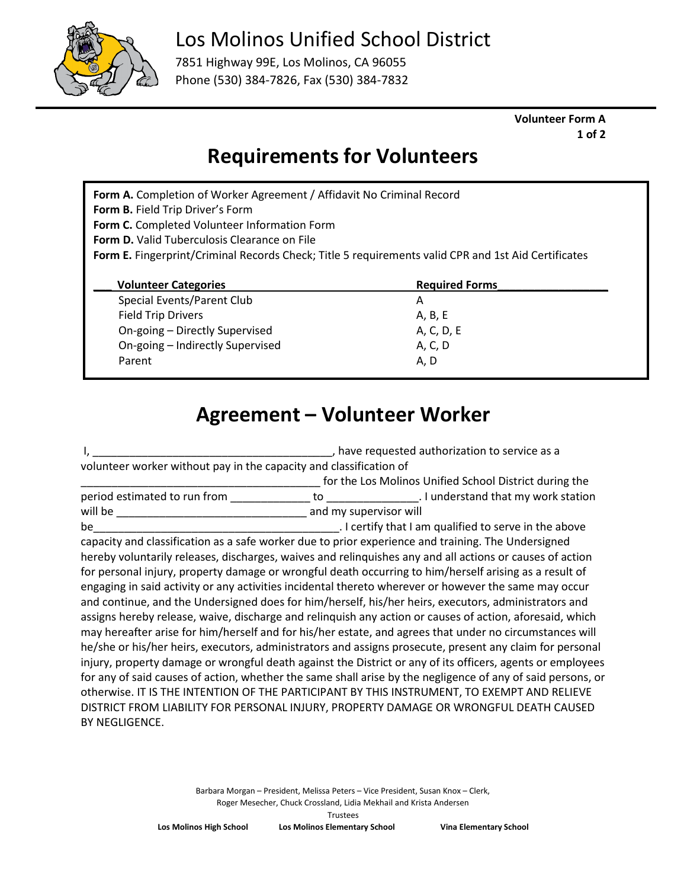# Los Molinos Unified School District

7851 Highway 99E, Los Molinos, CA 96055
Phone (530) 384-7826, Fax (530) 384-7832

**Volunteer Form A**
**1 of 2**

## Requirements for Volunteers

**Form A.** Completion of Worker Agreement / Affidavit No Criminal Record
**Form B.** Field Trip Driver's Form
**Form C.** Completed Volunteer Information Form
**Form D.** Valid Tuberculosis Clearance on File
**Form E.** Fingerprint/Criminal Records Check; Title 5 requirements valid CPR and 1st Aid Certificates

| Volunteer Categories | Required Forms |
|---|---|
| Special Events/Parent Club | A |
| Field Trip Drivers | A, B, E |
| On-going – Directly Supervised | A, C, D, E |
| On-going – Indirectly Supervised | A, C, D |
| Parent | A, D |

## Agreement – Volunteer Worker

I, _______________________________________, have requested authorization to service as a volunteer worker without pay in the capacity and classification of _______________________________________ for the Los Molinos Unified School District during the period estimated to run from _____________ to ______________. I understand that my work station will be ______________________________ and my supervisor will be_______________________________________. I certify that I am qualified to serve in the above capacity and classification as a safe worker due to prior experience and training. The Undersigned hereby voluntarily releases, discharges, waives and relinquishes any and all actions or causes of action for personal injury, property damage or wrongful death occurring to him/herself arising as a result of engaging in said activity or any activities incidental thereto wherever or however the same may occur and continue, and the Undersigned does for him/herself, his/her heirs, executors, administrators and assigns hereby release, waive, discharge and relinquish any action or causes of action, aforesaid, which may hereafter arise for him/herself and for his/her estate, and agrees that under no circumstances will he/she or his/her heirs, executors, administrators and assigns prosecute, present any claim for personal injury, property damage or wrongful death against the District or any of its officers, agents or employees for any of said causes of action, whether the same shall arise by the negligence of any of said persons, or otherwise. IT IS THE INTENTION OF THE PARTICIPANT BY THIS INSTRUMENT, TO EXEMPT AND RELIEVE DISTRICT FROM LIABILITY FOR PERSONAL INJURY, PROPERTY DAMAGE OR WRONGFUL DEATH CAUSED BY NEGLIGENCE.

Barbara Morgan – President, Melissa Peters – Vice President, Susan Knox – Clerk,
Roger Mesecher, Chuck Crossland, Lidia Mekhail and Krista Andersen
Trustees

**Los Molinos High School** **Los Molinos Elementary School** **Vina Elementary School**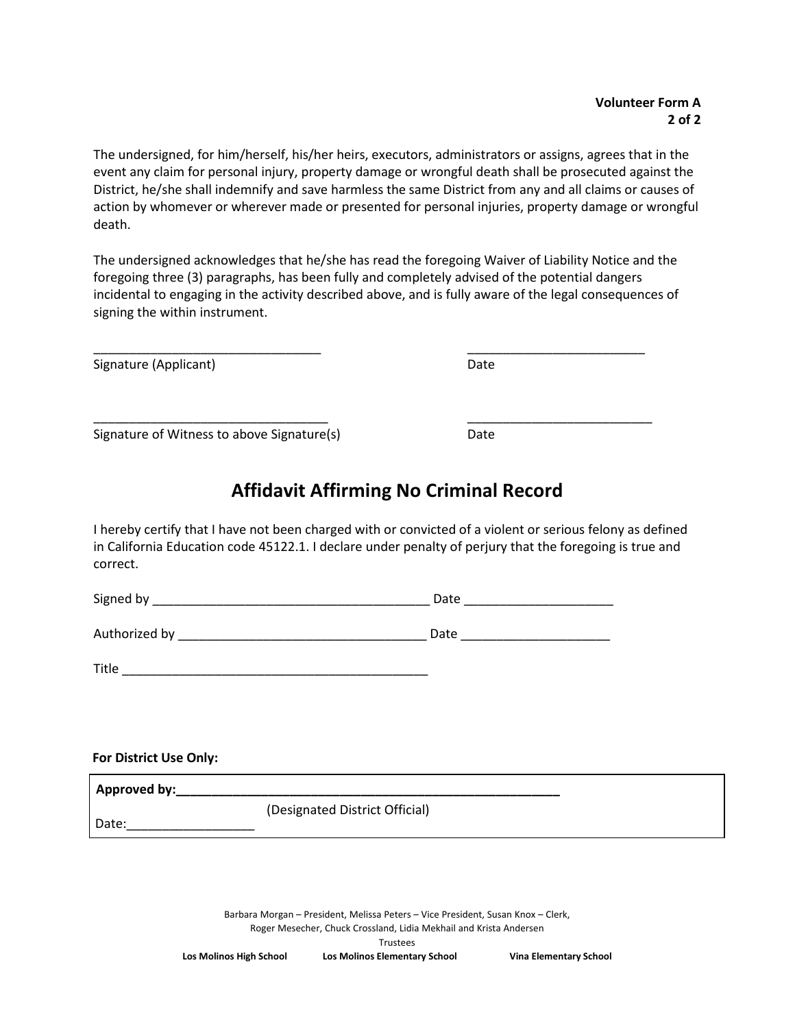The undersigned, for him/herself, his/her heirs, executors, administrators or assigns, agrees that in the event any claim for personal injury, property damage or wrongful death shall be prosecuted against the District, he/she shall indemnify and save harmless the same District from any and all claims or causes of action by whomever or wherever made or presented for personal injuries, property damage or wrongful death.

The undersigned acknowledges that he/she has read the foregoing Waiver of Liability Notice and the foregoing three (3) paragraphs, has been fully and completely advised of the potential dangers incidental to engaging in the activity described above, and is fully aware of the legal consequences of signing the within instrument.

________________________________ &nbsp;&nbsp;&nbsp;&nbsp;&nbsp;&nbsp;&nbsp;&nbsp; _________________________
Signature (Applicant) &nbsp;&nbsp;&nbsp;&nbsp;&nbsp;&nbsp;&nbsp;&nbsp;&nbsp;&nbsp;&nbsp;&nbsp;&nbsp;&nbsp;&nbsp;&nbsp;&nbsp;&nbsp;&nbsp;&nbsp;&nbsp;&nbsp;&nbsp;&nbsp;&nbsp;&nbsp;&nbsp;&nbsp;&nbsp;&nbsp;&nbsp;&nbsp;&nbsp;&nbsp; Date

_________________________________ &nbsp;&nbsp;&nbsp;&nbsp;&nbsp;&nbsp;&nbsp;&nbsp; __________________________
Signature of Witness to above Signature(s) &nbsp;&nbsp;&nbsp;&nbsp;&nbsp;&nbsp;&nbsp;&nbsp; Date

## Affidavit Affirming No Criminal Record

I hereby certify that I have not been charged with or convicted of a violent or serious felony as defined in California Education code 45122.1. I declare under penalty of perjury that the foregoing is true and correct.

Signed by _______________________________________ Date _____________________

Authorized by ___________________________________ Date _____________________

Title ___________________________________________

**For District Use Only:**

**Approved by:_____________________________________________________**
(Designated District Official)
Date:__________________

Barbara Morgan – President, Melissa Peters – Vice President, Susan Knox – Clerk,
Roger Mesecher, Chuck Crossland, Lidia Mekhail and Krista Andersen
Trustees

**Los Molinos High School** &nbsp;&nbsp;&nbsp;&nbsp; **Los Molinos Elementary School** &nbsp;&nbsp;&nbsp;&nbsp; **Vina Elementary School**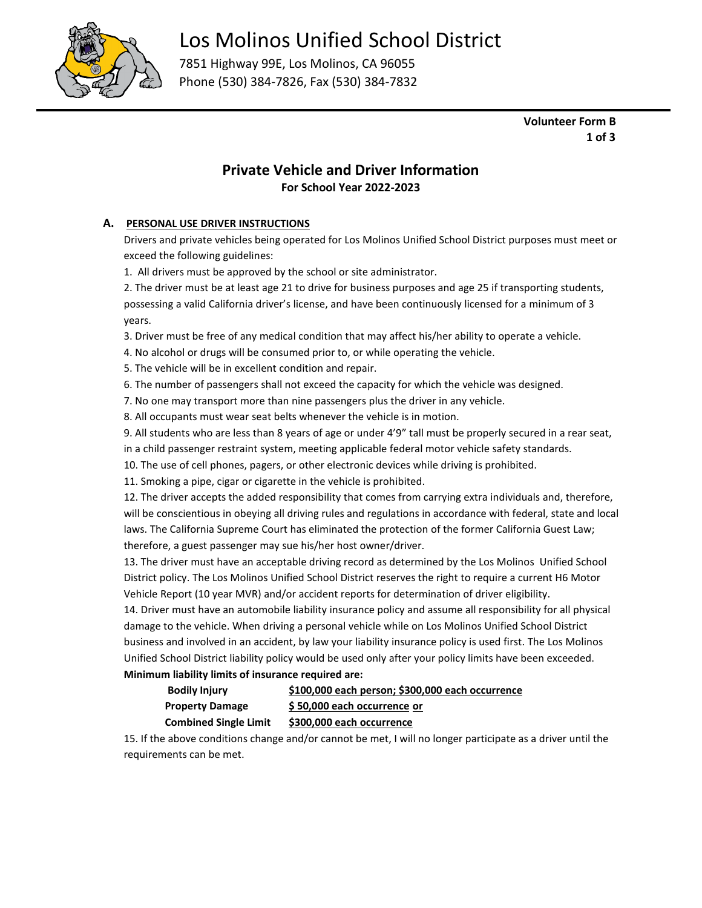# Los Molinos Unified School District

7851 Highway 99E, Los Molinos, CA 96055
Phone (530) 384-7826, Fax (530) 384-7832

**Volunteer Form B**
**1 of 3**

## Private Vehicle and Driver Information

**For School Year 2022-2023**

### A. PERSONAL USE DRIVER INSTRUCTIONS

Drivers and private vehicles being operated for Los Molinos Unified School District purposes must meet or exceed the following guidelines:

1. All drivers must be approved by the school or site administrator.
2. The driver must be at least age 21 to drive for business purposes and age 25 if transporting students, possessing a valid California driver's license, and have been continuously licensed for a minimum of 3 years.
3. Driver must be free of any medical condition that may affect his/her ability to operate a vehicle.
4. No alcohol or drugs will be consumed prior to, or while operating the vehicle.
5. The vehicle will be in excellent condition and repair.
6. The number of passengers shall not exceed the capacity for which the vehicle was designed.
7. No one may transport more than nine passengers plus the driver in any vehicle.
8. All occupants must wear seat belts whenever the vehicle is in motion.
9. All students who are less than 8 years of age or under 4'9" tall must be properly secured in a rear seat, in a child passenger restraint system, meeting applicable federal motor vehicle safety standards.
10. The use of cell phones, pagers, or other electronic devices while driving is prohibited.
11. Smoking a pipe, cigar or cigarette in the vehicle is prohibited.
12. The driver accepts the added responsibility that comes from carrying extra individuals and, therefore, will be conscientious in obeying all driving rules and regulations in accordance with federal, state and local laws. The California Supreme Court has eliminated the protection of the former California Guest Law; therefore, a guest passenger may sue his/her host owner/driver.
13. The driver must have an acceptable driving record as determined by the Los Molinos Unified School District policy. The Los Molinos Unified School District reserves the right to require a current H6 Motor Vehicle Report (10 year MVR) and/or accident reports for determination of driver eligibility.
14. Driver must have an automobile liability insurance policy and assume all responsibility for all physical damage to the vehicle. When driving a personal vehicle while on Los Molinos Unified School District business and involved in an accident, by law your liability insurance policy is used first. The Los Molinos Unified School District liability policy would be used only after your policy limits have been exceeded.

**Minimum liability limits of insurance required are:**

| | |
|---|---|
| **Bodily Injury** | **$100,000 each person; $300,000 each occurrence** |
| **Property Damage** | **$ 50,000 each occurrence or** |
| **Combined Single Limit** | **$300,000 each occurrence** |

15. If the above conditions change and/or cannot be met, I will no longer participate as a driver until the requirements can be met.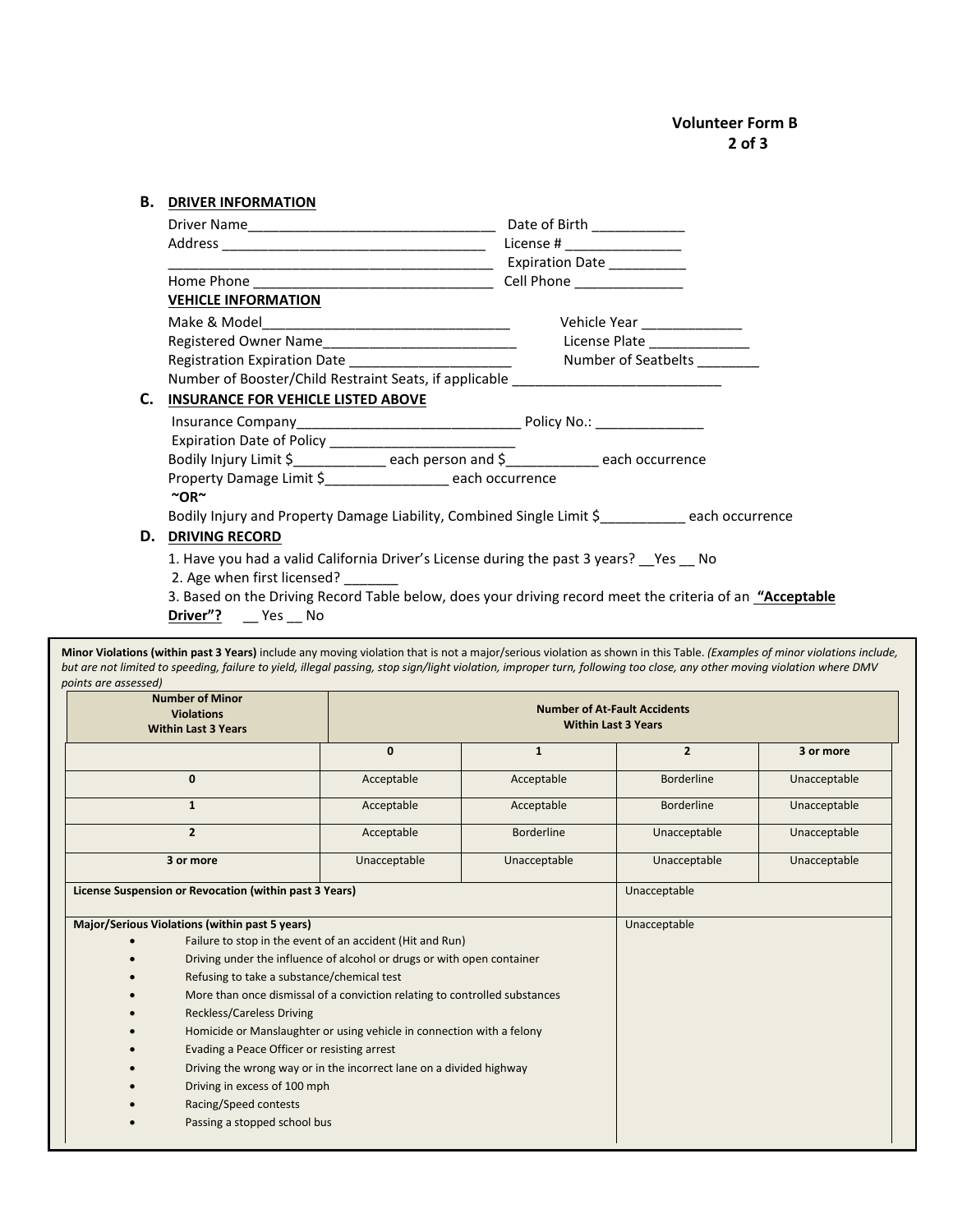**Volunteer Form B**
**2 of 3**

**B. DRIVER INFORMATION**

Driver Name________________________________ Date of Birth ____________
Address __________________________________ License # _______________
__________________________________________ Expiration Date __________
Home Phone _______________________________ Cell Phone ______________

**VEHICLE INFORMATION**

Make & Model________________________________ Vehicle Year _____________
Registered Owner Name_________________________ License Plate _____________
Registration Expiration Date _____________________ Number of Seatbelts ________
Number of Booster/Child Restraint Seats, if applicable ___________________________

**C. INSURANCE FOR VEHICLE LISTED ABOVE**

Insurance Company_____________________________ Policy No.: ______________
Expiration Date of Policy _________________________
Bodily Injury Limit $____________ each person and $____________ each occurrence
Property Damage Limit $________________ each occurrence
**~OR~**
Bodily Injury and Property Damage Liability, Combined Single Limit $___________ each occurrence

**D. DRIVING RECORD**

1. Have you had a valid California Driver's License during the past 3 years? __Yes __ No
2. Age when first licensed? _______
3. Based on the Driving Record Table below, does your driving record meet the criteria of an **"Acceptable Driver"?** __ Yes __ No

**Minor Violations (within past 3 Years)** include any moving violation that is not a major/serious violation as shown in this Table. *(Examples of minor violations include, but are not limited to speeding, failure to yield, illegal passing, stop sign/light violation, improper turn, following too close, any other moving violation where DMV points are assessed)*

| Number of Minor Violations Within Last 3 Years | Number of At-Fault Accidents Within Last 3 Years | | | |
|---|---|---|---|---|
| | 0 | 1 | 2 | 3 or more |
| 0 | Acceptable | Acceptable | Borderline | Unacceptable |
| 1 | Acceptable | Acceptable | Borderline | Unacceptable |
| 2 | Acceptable | Borderline | Unacceptable | Unacceptable |
| 3 or more | Unacceptable | Unacceptable | Unacceptable | Unacceptable |

| | |
|---|---|
| **License Suspension or Revocation (within past 3 Years)** | Unacceptable |
| **Major/Serious Violations (within past 5 years)**<br>• Failure to stop in the event of an accident (Hit and Run)<br>• Driving under the influence of alcohol or drugs or with open container<br>• Refusing to take a substance/chemical test<br>• More than once dismissal of a conviction relating to controlled substances<br>• Reckless/Careless Driving<br>• Homicide or Manslaughter or using vehicle in connection with a felony<br>• Evading a Peace Officer or resisting arrest<br>• Driving the wrong way or in the incorrect lane on a divided highway<br>• Driving in excess of 100 mph<br>• Racing/Speed contests<br>• Passing a stopped school bus | Unacceptable |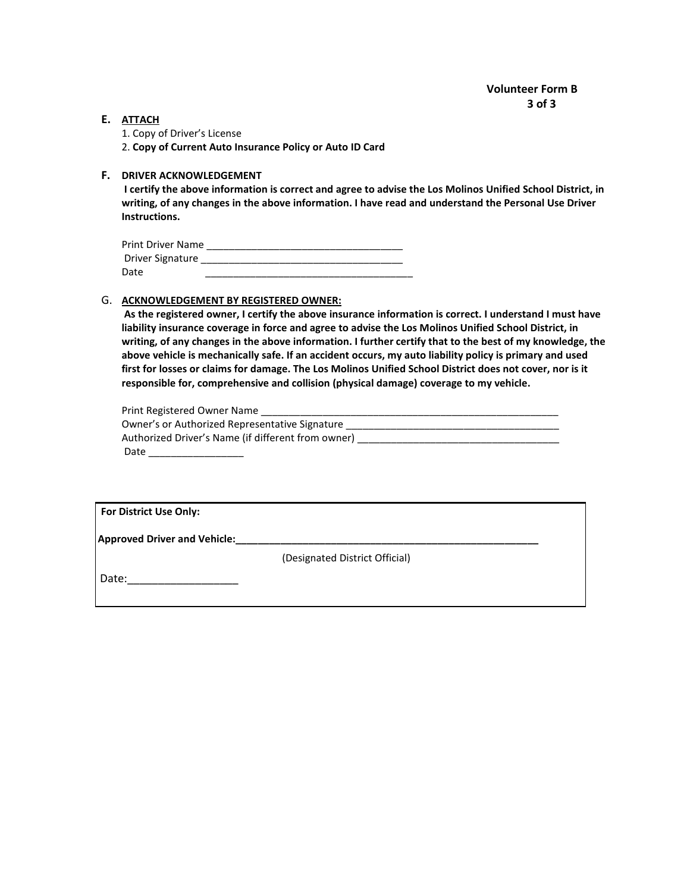**Volunteer Form B**

**E. ATTACH**

1. Copy of Driver's License
2. **Copy of Current Auto Insurance Policy or Auto ID Card**

**F. DRIVER ACKNOWLEDGEMENT**

**I certify the above information is correct and agree to advise the Los Molinos Unified School District, in writing, of any changes in the above information. I have read and understand the Personal Use Driver Instructions.**

Print Driver Name ___________________________________

Driver Signature ____________________________________

Date _____________________________________

G. **ACKNOWLEDGEMENT BY REGISTERED OWNER:**

**As the registered owner, I certify the above insurance information is correct. I understand I must have liability insurance coverage in force and agree to advise the Los Molinos Unified School District, in writing, of any changes in the above information. I further certify that to the best of my knowledge, the above vehicle is mechanically safe. If an accident occurs, my auto liability policy is primary and used first for losses or claims for damage. The Los Molinos Unified School District does not cover, nor is it responsible for, comprehensive and collision (physical damage) coverage to my vehicle.**

Print Registered Owner Name _______________________________________________________

Owner's or Authorized Representative Signature _______________________________________

Authorized Driver's Name (if different from owner) ____________________________________

Date _________________

| **For District Use Only:** |
|---|
| **Approved Driver and Vehicle:**________________________________________________________ |
| (Designated District Official) |
| Date:__________________ |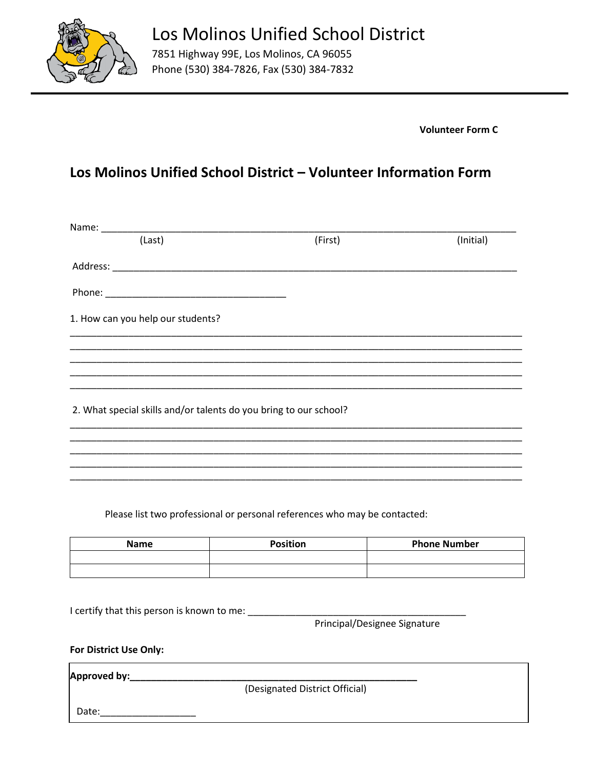# Los Molinos Unified School District

7851 Highway 99E, Los Molinos, CA 96055
Phone (530) 384-7826, Fax (530) 384-7832

**Volunteer Form C**

## Los Molinos Unified School District – Volunteer Information Form

Name: ___________________________________________________________________________
(Last) (First) (Initial)

Address: _________________________________________________________________________

Phone: __________________________________

1. How can you help our students?

______________________________________________________________________________________
______________________________________________________________________________________
______________________________________________________________________________________
______________________________________________________________________________________
______________________________________________________________________________________

2. What special skills and/or talents do you bring to our school?

______________________________________________________________________________________
______________________________________________________________________________________
______________________________________________________________________________________
______________________________________________________________________________________
______________________________________________________________________________________

Please list two professional or personal references who may be contacted:

| Name | Position | Phone Number |
|---|---|---|
| | | |
| | | |

I certify that this person is known to me: ________________________________________
Principal/Designee Signature

**For District Use Only:**

**Approved by:______________________________________________________**
(Designated District Official)

Date:__________________